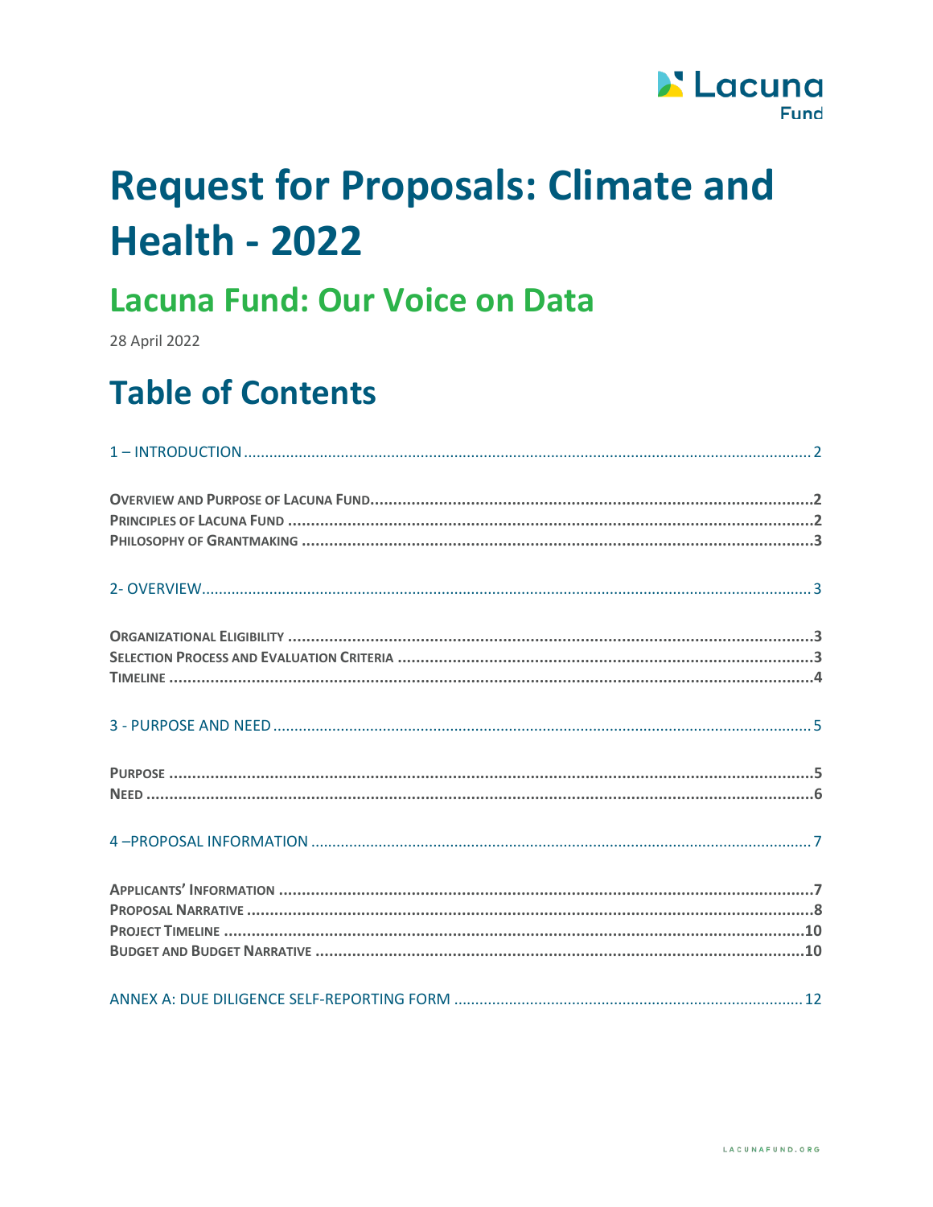# Request for Proposals: Climate and Health - 2022

## Lacuna Fund: Our Voice on Data

28 April 2022

# Table of Contents

1 – INTRODUCTION .......... 2

**OVERVIEW AND PURPOSE OF LACUNA FUND** .......... 2
**PRINCIPLES OF LACUNA FUND** .......... 2
**PHILOSOPHY OF GRANTMAKING** .......... 3

2- OVERVIEW .......... 3

**ORGANIZATIONAL ELIGIBILITY** .......... 3
**SELECTION PROCESS AND EVALUATION CRITERIA** .......... 3
**TIMELINE** .......... 4

3 - PURPOSE AND NEED .......... 5

**PURPOSE** .......... 5
**NEED** .......... 6

4 –PROPOSAL INFORMATION .......... 7

**APPLICANTS' INFORMATION** .......... 7
**PROPOSAL NARRATIVE** .......... 8
**PROJECT TIMELINE** .......... 10
**BUDGET AND BUDGET NARRATIVE** .......... 10

ANNEX A: DUE DILIGENCE SELF-REPORTING FORM .......... 12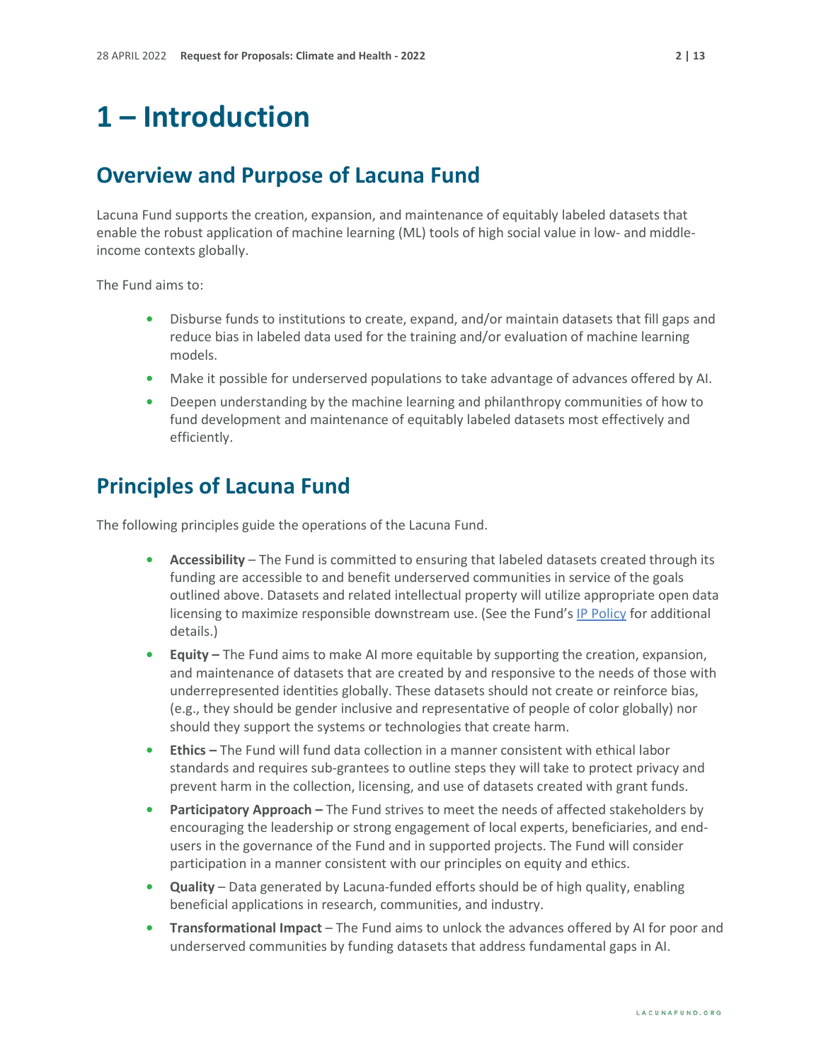# 1 – Introduction

## Overview and Purpose of Lacuna Fund

Lacuna Fund supports the creation, expansion, and maintenance of equitably labeled datasets that enable the robust application of machine learning (ML) tools of high social value in low- and middle-income contexts globally.

The Fund aims to:

- Disburse funds to institutions to create, expand, and/or maintain datasets that fill gaps and reduce bias in labeled data used for the training and/or evaluation of machine learning models.
- Make it possible for underserved populations to take advantage of advances offered by AI.
- Deepen understanding by the machine learning and philanthropy communities of how to fund development and maintenance of equitably labeled datasets most effectively and efficiently.

## Principles of Lacuna Fund

The following principles guide the operations of the Lacuna Fund.

- **Accessibility** – The Fund is committed to ensuring that labeled datasets created through its funding are accessible to and benefit underserved communities in service of the goals outlined above. Datasets and related intellectual property will utilize appropriate open data licensing to maximize responsible downstream use. (See the Fund's IP Policy for additional details.)
- **Equity –** The Fund aims to make AI more equitable by supporting the creation, expansion, and maintenance of datasets that are created by and responsive to the needs of those with underrepresented identities globally. These datasets should not create or reinforce bias, (e.g., they should be gender inclusive and representative of people of color globally) nor should they support the systems or technologies that create harm.
- **Ethics –** The Fund will fund data collection in a manner consistent with ethical labor standards and requires sub-grantees to outline steps they will take to protect privacy and prevent harm in the collection, licensing, and use of datasets created with grant funds.
- **Participatory Approach –** The Fund strives to meet the needs of affected stakeholders by encouraging the leadership or strong engagement of local experts, beneficiaries, and end-users in the governance of the Fund and in supported projects. The Fund will consider participation in a manner consistent with our principles on equity and ethics.
- **Quality** – Data generated by Lacuna-funded efforts should be of high quality, enabling beneficial applications in research, communities, and industry.
- **Transformational Impact** – The Fund aims to unlock the advances offered by AI for poor and underserved communities by funding datasets that address fundamental gaps in AI.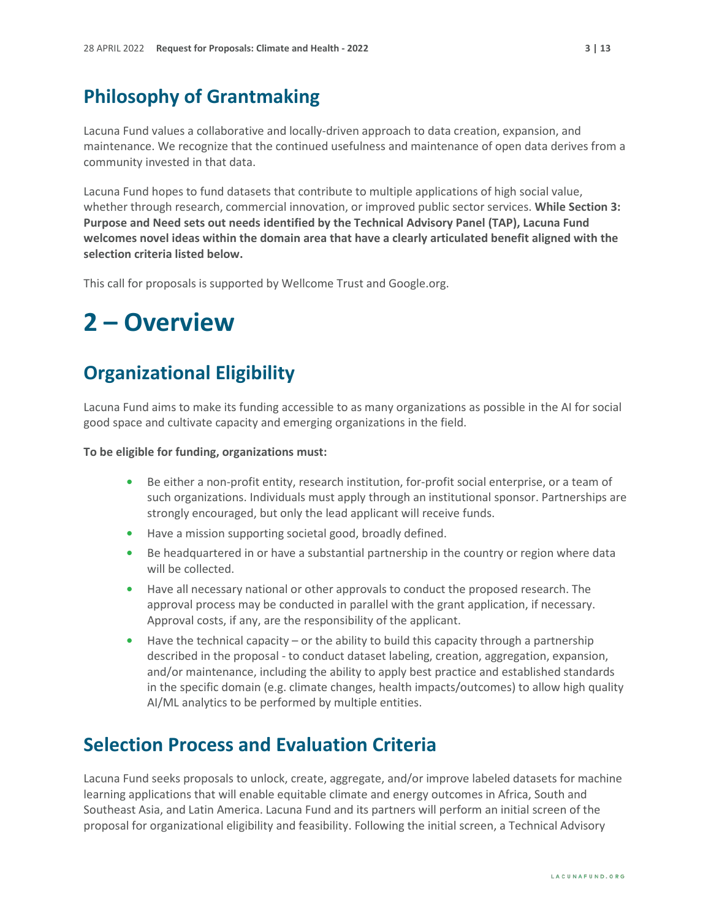## Philosophy of Grantmaking

Lacuna Fund values a collaborative and locally-driven approach to data creation, expansion, and maintenance. We recognize that the continued usefulness and maintenance of open data derives from a community invested in that data.

Lacuna Fund hopes to fund datasets that contribute to multiple applications of high social value, whether through research, commercial innovation, or improved public sector services. **While Section 3: Purpose and Need sets out needs identified by the Technical Advisory Panel (TAP), Lacuna Fund welcomes novel ideas within the domain area that have a clearly articulated benefit aligned with the selection criteria listed below.**

This call for proposals is supported by Wellcome Trust and Google.org.

# 2 – Overview

## Organizational Eligibility

Lacuna Fund aims to make its funding accessible to as many organizations as possible in the AI for social good space and cultivate capacity and emerging organizations in the field.

**To be eligible for funding, organizations must:**

- Be either a non-profit entity, research institution, for-profit social enterprise, or a team of such organizations. Individuals must apply through an institutional sponsor. Partnerships are strongly encouraged, but only the lead applicant will receive funds.
- Have a mission supporting societal good, broadly defined.
- Be headquartered in or have a substantial partnership in the country or region where data will be collected.
- Have all necessary national or other approvals to conduct the proposed research. The approval process may be conducted in parallel with the grant application, if necessary. Approval costs, if any, are the responsibility of the applicant.
- Have the technical capacity – or the ability to build this capacity through a partnership described in the proposal - to conduct dataset labeling, creation, aggregation, expansion, and/or maintenance, including the ability to apply best practice and established standards in the specific domain (e.g. climate changes, health impacts/outcomes) to allow high quality AI/ML analytics to be performed by multiple entities.

## Selection Process and Evaluation Criteria

Lacuna Fund seeks proposals to unlock, create, aggregate, and/or improve labeled datasets for machine learning applications that will enable equitable climate and energy outcomes in Africa, South and Southeast Asia, and Latin America. Lacuna Fund and its partners will perform an initial screen of the proposal for organizational eligibility and feasibility. Following the initial screen, a Technical Advisory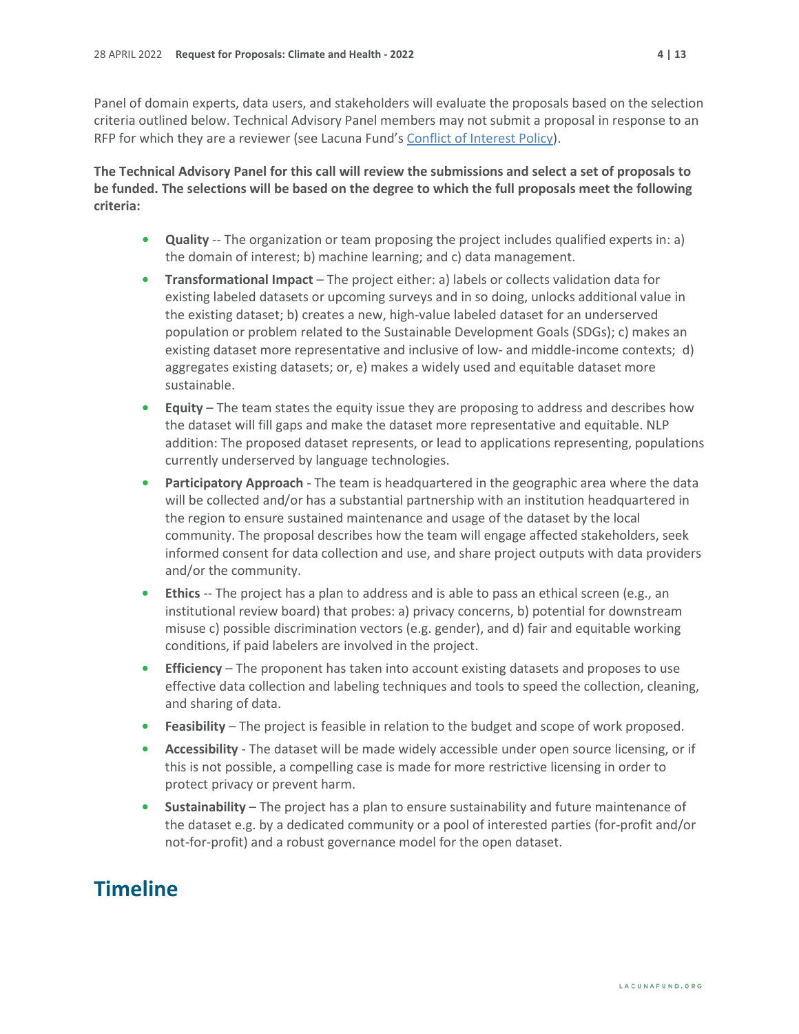Panel of domain experts, data users, and stakeholders will evaluate the proposals based on the selection criteria outlined below. Technical Advisory Panel members may not submit a proposal in response to an RFP for which they are a reviewer (see Lacuna Fund's [Conflict of Interest Policy](Conflict of Interest Policy)).

**The Technical Advisory Panel for this call will review the submissions and select a set of proposals to be funded. The selections will be based on the degree to which the full proposals meet the following criteria:**

- **Quality** -- The organization or team proposing the project includes qualified experts in: a) the domain of interest; b) machine learning; and c) data management.
- **Transformational Impact** – The project either: a) labels or collects validation data for existing labeled datasets or upcoming surveys and in so doing, unlocks additional value in the existing dataset; b) creates a new, high-value labeled dataset for an underserved population or problem related to the Sustainable Development Goals (SDGs); c) makes an existing dataset more representative and inclusive of low- and middle-income contexts; d) aggregates existing datasets; or, e) makes a widely used and equitable dataset more sustainable.
- **Equity** – The team states the equity issue they are proposing to address and describes how the dataset will fill gaps and make the dataset more representative and equitable. NLP addition: The proposed dataset represents, or lead to applications representing, populations currently underserved by language technologies.
- **Participatory Approach** - The team is headquartered in the geographic area where the data will be collected and/or has a substantial partnership with an institution headquartered in the region to ensure sustained maintenance and usage of the dataset by the local community. The proposal describes how the team will engage affected stakeholders, seek informed consent for data collection and use, and share project outputs with data providers and/or the community.
- **Ethics** -- The project has a plan to address and is able to pass an ethical screen (e.g., an institutional review board) that probes: a) privacy concerns, b) potential for downstream misuse c) possible discrimination vectors (e.g. gender), and d) fair and equitable working conditions, if paid labelers are involved in the project.
- **Efficiency** – The proponent has taken into account existing datasets and proposes to use effective data collection and labeling techniques and tools to speed the collection, cleaning, and sharing of data.
- **Feasibility** – The project is feasible in relation to the budget and scope of work proposed.
- **Accessibility** - The dataset will be made widely accessible under open source licensing, or if this is not possible, a compelling case is made for more restrictive licensing in order to protect privacy or prevent harm.
- **Sustainability** – The project has a plan to ensure sustainability and future maintenance of the dataset e.g. by a dedicated community or a pool of interested parties (for-profit and/or not-for-profit) and a robust governance model for the open dataset.

## Timeline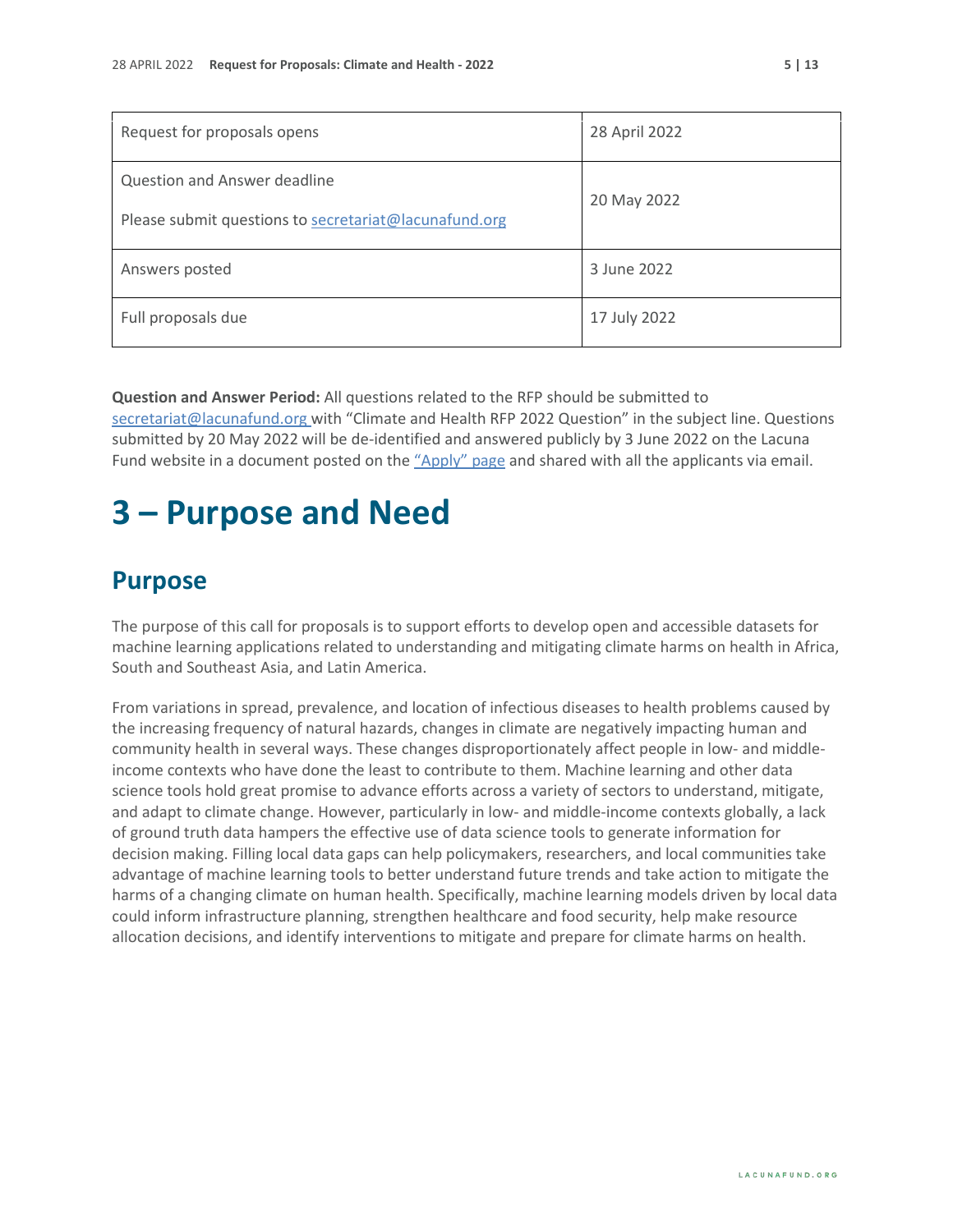| | |
|---|---|
| Request for proposals opens | 28 April 2022 |
| Question and Answer deadline<br><br>Please submit questions to secretariat@lacunafund.org | 20 May 2022 |
| Answers posted | 3 June 2022 |
| Full proposals due | 17 July 2022 |

**Question and Answer Period:** All questions related to the RFP should be submitted to secretariat@lacunafund.org with "Climate and Health RFP 2022 Question" in the subject line. Questions submitted by 20 May 2022 will be de-identified and answered publicly by 3 June 2022 on the Lacuna Fund website in a document posted on the "Apply" page and shared with all the applicants via email.

# 3 – Purpose and Need

## Purpose

The purpose of this call for proposals is to support efforts to develop open and accessible datasets for machine learning applications related to understanding and mitigating climate harms on health in Africa, South and Southeast Asia, and Latin America.

From variations in spread, prevalence, and location of infectious diseases to health problems caused by the increasing frequency of natural hazards, changes in climate are negatively impacting human and community health in several ways. These changes disproportionately affect people in low- and middle-income contexts who have done the least to contribute to them. Machine learning and other data science tools hold great promise to advance efforts across a variety of sectors to understand, mitigate, and adapt to climate change. However, particularly in low- and middle-income contexts globally, a lack of ground truth data hampers the effective use of data science tools to generate information for decision making. Filling local data gaps can help policymakers, researchers, and local communities take advantage of machine learning tools to better understand future trends and take action to mitigate the harms of a changing climate on human health. Specifically, machine learning models driven by local data could inform infrastructure planning, strengthen healthcare and food security, help make resource allocation decisions, and identify interventions to mitigate and prepare for climate harms on health.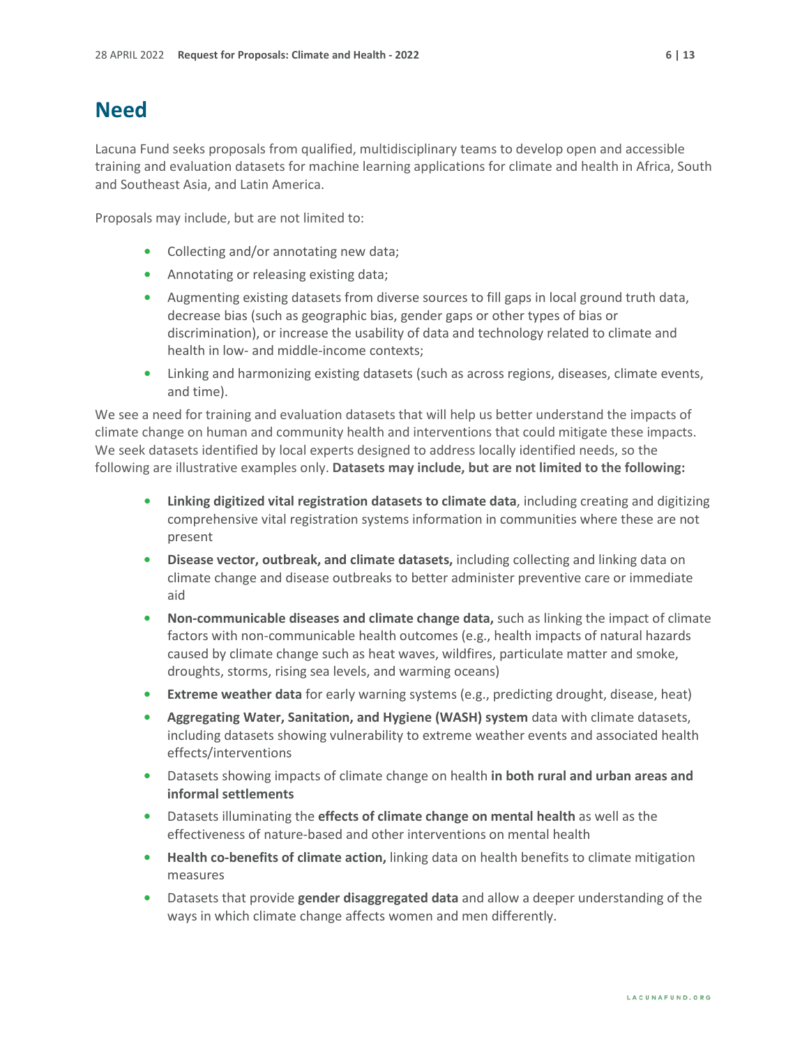## Need

Lacuna Fund seeks proposals from qualified, multidisciplinary teams to develop open and accessible training and evaluation datasets for machine learning applications for climate and health in Africa, South and Southeast Asia, and Latin America.

Proposals may include, but are not limited to:

- Collecting and/or annotating new data;
- Annotating or releasing existing data;
- Augmenting existing datasets from diverse sources to fill gaps in local ground truth data, decrease bias (such as geographic bias, gender gaps or other types of bias or discrimination), or increase the usability of data and technology related to climate and health in low- and middle-income contexts;
- Linking and harmonizing existing datasets (such as across regions, diseases, climate events, and time).

We see a need for training and evaluation datasets that will help us better understand the impacts of climate change on human and community health and interventions that could mitigate these impacts. We seek datasets identified by local experts designed to address locally identified needs, so the following are illustrative examples only. **Datasets may include, but are not limited to the following:**

- **Linking digitized vital registration datasets to climate data**, including creating and digitizing comprehensive vital registration systems information in communities where these are not present
- **Disease vector, outbreak, and climate datasets,** including collecting and linking data on climate change and disease outbreaks to better administer preventive care or immediate aid
- **Non-communicable diseases and climate change data,** such as linking the impact of climate factors with non-communicable health outcomes (e.g., health impacts of natural hazards caused by climate change such as heat waves, wildfires, particulate matter and smoke, droughts, storms, rising sea levels, and warming oceans)
- **Extreme weather data** for early warning systems (e.g., predicting drought, disease, heat)
- **Aggregating Water, Sanitation, and Hygiene (WASH) system** data with climate datasets, including datasets showing vulnerability to extreme weather events and associated health effects/interventions
- Datasets showing impacts of climate change on health **in both rural and urban areas and informal settlements**
- Datasets illuminating the **effects of climate change on mental health** as well as the effectiveness of nature-based and other interventions on mental health
- **Health co-benefits of climate action,** linking data on health benefits to climate mitigation measures
- Datasets that provide **gender disaggregated data** and allow a deeper understanding of the ways in which climate change affects women and men differently.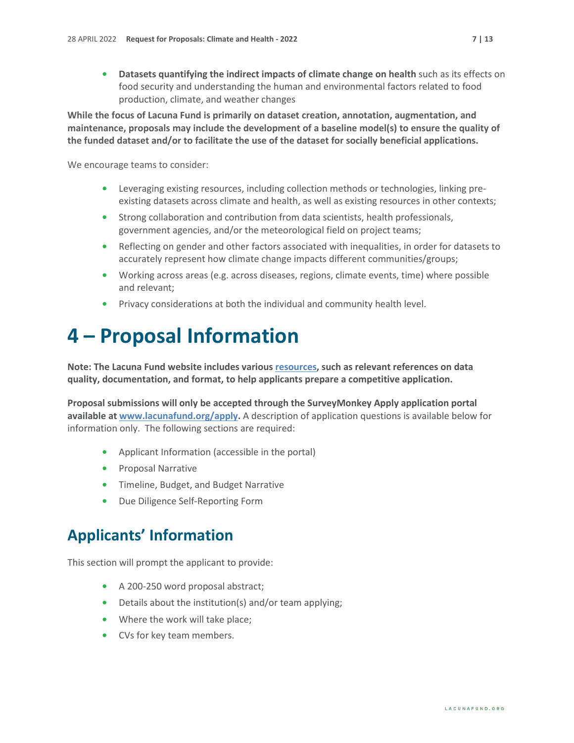- **Datasets quantifying the indirect impacts of climate change on health** such as its effects on food security and understanding the human and environmental factors related to food production, climate, and weather changes

**While the focus of Lacuna Fund is primarily on dataset creation, annotation, augmentation, and maintenance, proposals may include the development of a baseline model(s) to ensure the quality of the funded dataset and/or to facilitate the use of the dataset for socially beneficial applications.**

We encourage teams to consider:

- Leveraging existing resources, including collection methods or technologies, linking pre-existing datasets across climate and health, as well as existing resources in other contexts;
- Strong collaboration and contribution from data scientists, health professionals, government agencies, and/or the meteorological field on project teams;
- Reflecting on gender and other factors associated with inequalities, in order for datasets to accurately represent how climate change impacts different communities/groups;
- Working across areas (e.g. across diseases, regions, climate events, time) where possible and relevant;
- Privacy considerations at both the individual and community health level.

# 4 – Proposal Information

**Note: The Lacuna Fund website includes various [resources](), such as relevant references on data quality, documentation, and format, to help applicants prepare a competitive application.**

**Proposal submissions will only be accepted through the SurveyMonkey Apply application portal available at [www.lacunafund.org/apply](www.lacunafund.org/apply).** A description of application questions is available below for information only. The following sections are required:

- Applicant Information (accessible in the portal)
- Proposal Narrative
- Timeline, Budget, and Budget Narrative
- Due Diligence Self-Reporting Form

## Applicants' Information

This section will prompt the applicant to provide:

- A 200-250 word proposal abstract;
- Details about the institution(s) and/or team applying;
- Where the work will take place;
- CVs for key team members.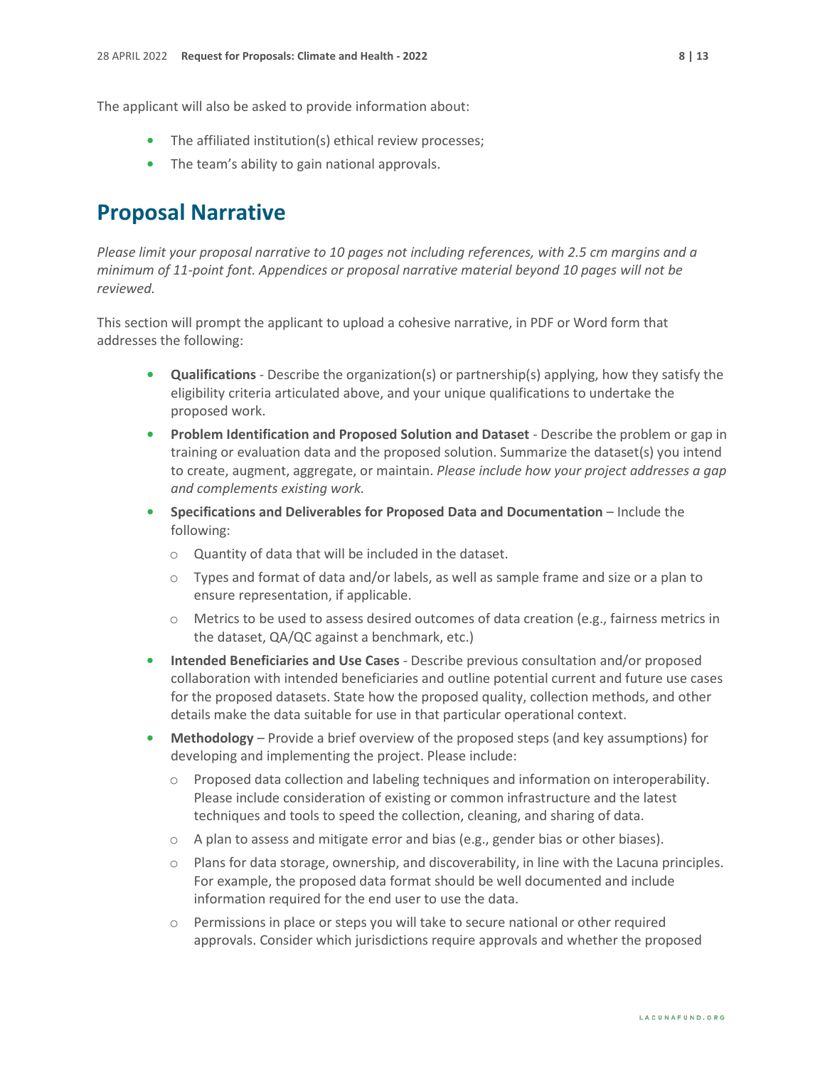The applicant will also be asked to provide information about:

- The affiliated institution(s) ethical review processes;
- The team's ability to gain national approvals.

## Proposal Narrative

*Please limit your proposal narrative to 10 pages not including references, with 2.5 cm margins and a minimum of 11-point font. Appendices or proposal narrative material beyond 10 pages will not be reviewed.*

This section will prompt the applicant to upload a cohesive narrative, in PDF or Word form that addresses the following:

- **Qualifications** - Describe the organization(s) or partnership(s) applying, how they satisfy the eligibility criteria articulated above, and your unique qualifications to undertake the proposed work.
- **Problem Identification and Proposed Solution and Dataset** - Describe the problem or gap in training or evaluation data and the proposed solution. Summarize the dataset(s) you intend to create, augment, aggregate, or maintain. *Please include how your project addresses a gap and complements existing work.*
- **Specifications and Deliverables for Proposed Data and Documentation** – Include the following:
  - Quantity of data that will be included in the dataset.
  - Types and format of data and/or labels, as well as sample frame and size or a plan to ensure representation, if applicable.
  - Metrics to be used to assess desired outcomes of data creation (e.g., fairness metrics in the dataset, QA/QC against a benchmark, etc.)
- **Intended Beneficiaries and Use Cases** - Describe previous consultation and/or proposed collaboration with intended beneficiaries and outline potential current and future use cases for the proposed datasets. State how the proposed quality, collection methods, and other details make the data suitable for use in that particular operational context.
- **Methodology** – Provide a brief overview of the proposed steps (and key assumptions) for developing and implementing the project. Please include:
  - Proposed data collection and labeling techniques and information on interoperability. Please include consideration of existing or common infrastructure and the latest techniques and tools to speed the collection, cleaning, and sharing of data.
  - A plan to assess and mitigate error and bias (e.g., gender bias or other biases).
  - Plans for data storage, ownership, and discoverability, in line with the Lacuna principles. For example, the proposed data format should be well documented and include information required for the end user to use the data.
  - Permissions in place or steps you will take to secure national or other required approvals. Consider which jurisdictions require approvals and whether the proposed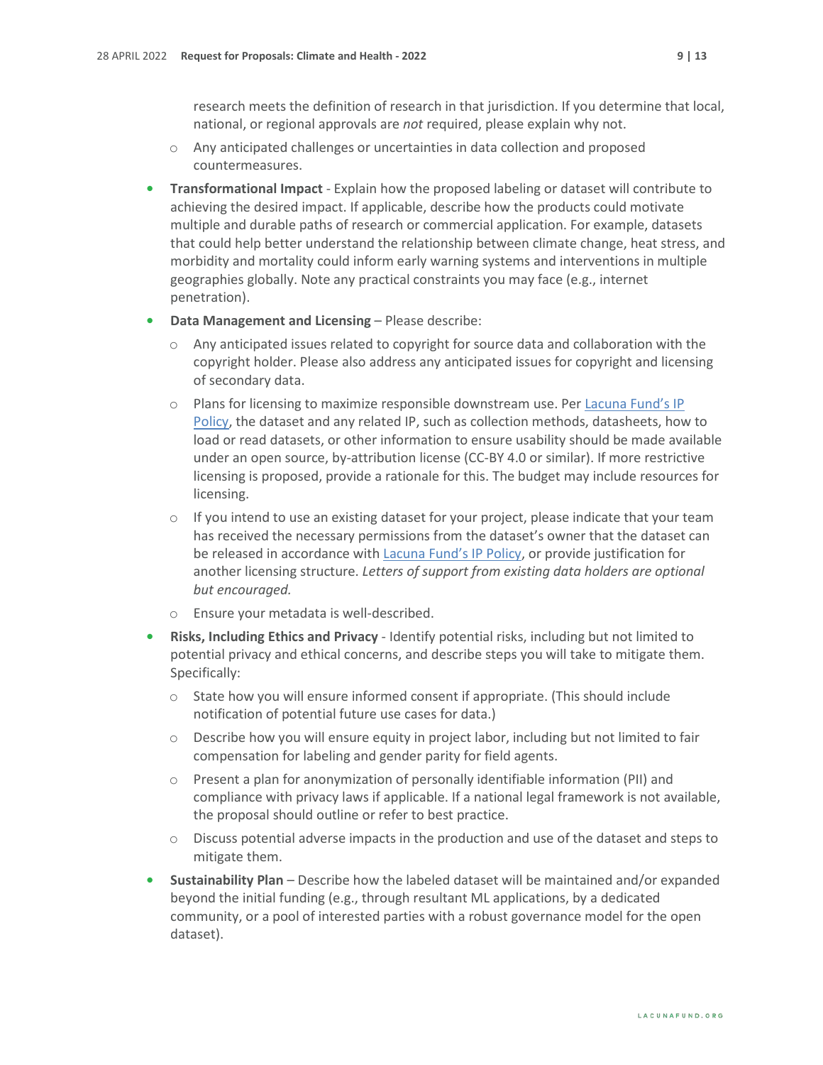research meets the definition of research in that jurisdiction. If you determine that local, national, or regional approvals are *not* required, please explain why not.

  - Any anticipated challenges or uncertainties in data collection and proposed countermeasures.

- **Transformational Impact** - Explain how the proposed labeling or dataset will contribute to achieving the desired impact. If applicable, describe how the products could motivate multiple and durable paths of research or commercial application. For example, datasets that could help better understand the relationship between climate change, heat stress, and morbidity and mortality could inform early warning systems and interventions in multiple geographies globally. Note any practical constraints you may face (e.g., internet penetration).
- **Data Management and Licensing** – Please describe:
  - Any anticipated issues related to copyright for source data and collaboration with the copyright holder. Please also address any anticipated issues for copyright and licensing of secondary data.
  - Plans for licensing to maximize responsible downstream use. Per Lacuna Fund's IP Policy, the dataset and any related IP, such as collection methods, datasheets, how to load or read datasets, or other information to ensure usability should be made available under an open source, by-attribution license (CC-BY 4.0 or similar). If more restrictive licensing is proposed, provide a rationale for this. The budget may include resources for licensing.
  - If you intend to use an existing dataset for your project, please indicate that your team has received the necessary permissions from the dataset's owner that the dataset can be released in accordance with Lacuna Fund's IP Policy, or provide justification for another licensing structure. *Letters of support from existing data holders are optional but encouraged.*
  - Ensure your metadata is well-described.
- **Risks, Including Ethics and Privacy** - Identify potential risks, including but not limited to potential privacy and ethical concerns, and describe steps you will take to mitigate them. Specifically:
  - State how you will ensure informed consent if appropriate. (This should include notification of potential future use cases for data.)
  - Describe how you will ensure equity in project labor, including but not limited to fair compensation for labeling and gender parity for field agents.
  - Present a plan for anonymization of personally identifiable information (PII) and compliance with privacy laws if applicable. If a national legal framework is not available, the proposal should outline or refer to best practice.
  - Discuss potential adverse impacts in the production and use of the dataset and steps to mitigate them.
- **Sustainability Plan** – Describe how the labeled dataset will be maintained and/or expanded beyond the initial funding (e.g., through resultant ML applications, by a dedicated community, or a pool of interested parties with a robust governance model for the open dataset).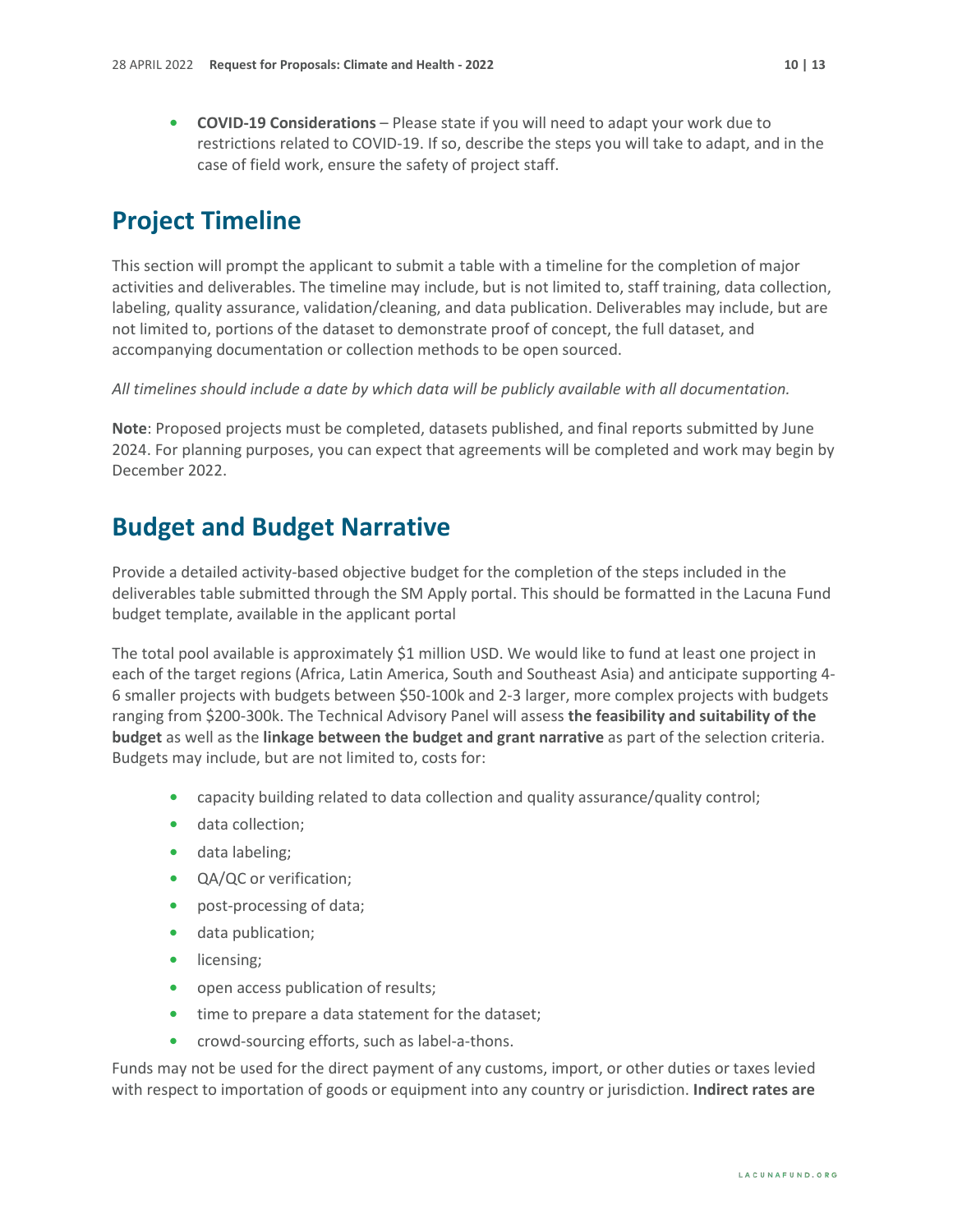- **COVID-19 Considerations** – Please state if you will need to adapt your work due to restrictions related to COVID-19. If so, describe the steps you will take to adapt, and in the case of field work, ensure the safety of project staff.

## Project Timeline

This section will prompt the applicant to submit a table with a timeline for the completion of major activities and deliverables. The timeline may include, but is not limited to, staff training, data collection, labeling, quality assurance, validation/cleaning, and data publication. Deliverables may include, but are not limited to, portions of the dataset to demonstrate proof of concept, the full dataset, and accompanying documentation or collection methods to be open sourced.

*All timelines should include a date by which data will be publicly available with all documentation.*

**Note**: Proposed projects must be completed, datasets published, and final reports submitted by June 2024. For planning purposes, you can expect that agreements will be completed and work may begin by December 2022.

## Budget and Budget Narrative

Provide a detailed activity-based objective budget for the completion of the steps included in the deliverables table submitted through the SM Apply portal. This should be formatted in the Lacuna Fund budget template, available in the applicant portal

The total pool available is approximately $1 million USD. We would like to fund at least one project in each of the target regions (Africa, Latin America, South and Southeast Asia) and anticipate supporting 4-6 smaller projects with budgets between $50-100k and 2-3 larger, more complex projects with budgets ranging from $200-300k. The Technical Advisory Panel will assess **the feasibility and suitability of the budget** as well as the **linkage between the budget and grant narrative** as part of the selection criteria. Budgets may include, but are not limited to, costs for:

- capacity building related to data collection and quality assurance/quality control;
- data collection;
- data labeling;
- QA/QC or verification;
- post-processing of data;
- data publication;
- licensing;
- open access publication of results;
- time to prepare a data statement for the dataset;
- crowd-sourcing efforts, such as label-a-thons.

Funds may not be used for the direct payment of any customs, import, or other duties or taxes levied with respect to importation of goods or equipment into any country or jurisdiction. **Indirect rates are**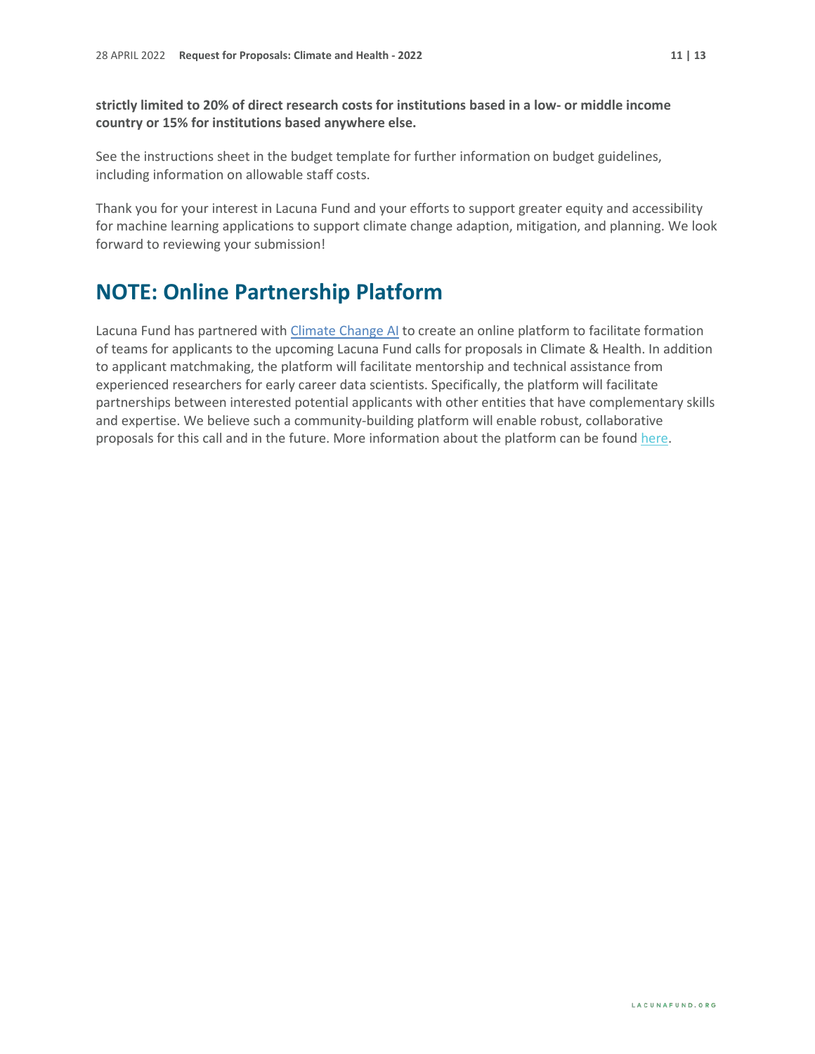**strictly limited to 20% of direct research costs for institutions based in a low- or middle income country or 15% for institutions based anywhere else.**

See the instructions sheet in the budget template for further information on budget guidelines, including information on allowable staff costs.

Thank you for your interest in Lacuna Fund and your efforts to support greater equity and accessibility for machine learning applications to support climate change adaption, mitigation, and planning. We look forward to reviewing your submission!

## NOTE: Online Partnership Platform

Lacuna Fund has partnered with Climate Change AI to create an online platform to facilitate formation of teams for applicants to the upcoming Lacuna Fund calls for proposals in Climate & Health. In addition to applicant matchmaking, the platform will facilitate mentorship and technical assistance from experienced researchers for early career data scientists. Specifically, the platform will facilitate partnerships between interested potential applicants with other entities that have complementary skills and expertise. We believe such a community-building platform will enable robust, collaborative proposals for this call and in the future. More information about the platform can be found here.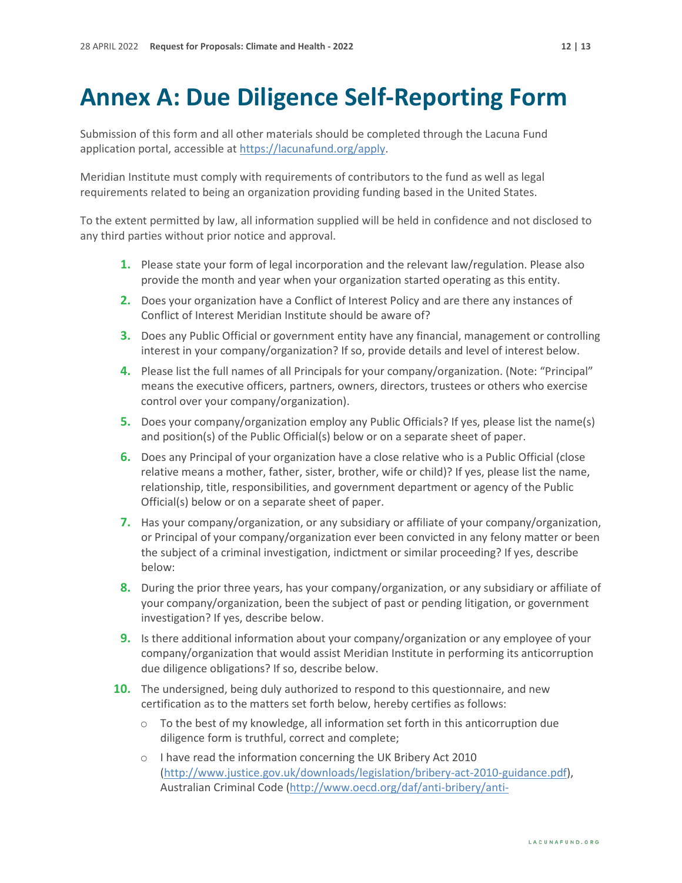# Annex A: Due Diligence Self-Reporting Form

Submission of this form and all other materials should be completed through the Lacuna Fund application portal, accessible at [https://lacunafund.org/apply](https://lacunafund.org/apply).

Meridian Institute must comply with requirements of contributors to the fund as well as legal requirements related to being an organization providing funding based in the United States.

To the extent permitted by law, all information supplied will be held in confidence and not disclosed to any third parties without prior notice and approval.

1. Please state your form of legal incorporation and the relevant law/regulation. Please also provide the month and year when your organization started operating as this entity.
2. Does your organization have a Conflict of Interest Policy and are there any instances of Conflict of Interest Meridian Institute should be aware of?
3. Does any Public Official or government entity have any financial, management or controlling interest in your company/organization? If so, provide details and level of interest below.
4. Please list the full names of all Principals for your company/organization. (Note: "Principal" means the executive officers, partners, owners, directors, trustees or others who exercise control over your company/organization).
5. Does your company/organization employ any Public Officials? If yes, please list the name(s) and position(s) of the Public Official(s) below or on a separate sheet of paper.
6. Does any Principal of your organization have a close relative who is a Public Official (close relative means a mother, father, sister, brother, wife or child)? If yes, please list the name, relationship, title, responsibilities, and government department or agency of the Public Official(s) below or on a separate sheet of paper.
7. Has your company/organization, or any subsidiary or affiliate of your company/organization, or Principal of your company/organization ever been convicted in any felony matter or been the subject of a criminal investigation, indictment or similar proceeding? If yes, describe below:
8. During the prior three years, has your company/organization, or any subsidiary or affiliate of your company/organization, been the subject of past or pending litigation, or government investigation? If yes, describe below.
9. Is there additional information about your company/organization or any employee of your company/organization that would assist Meridian Institute in performing its anticorruption due diligence obligations? If so, describe below.
10. The undersigned, being duly authorized to respond to this questionnaire, and new certification as to the matters set forth below, hereby certifies as follows:
    - To the best of my knowledge, all information set forth in this anticorruption due diligence form is truthful, correct and complete;
    - I have read the information concerning the UK Bribery Act 2010 ([http://www.justice.gov.uk/downloads/legislation/bribery-act-2010-guidance.pdf](http://www.justice.gov.uk/downloads/legislation/bribery-act-2010-guidance.pdf)), Australian Criminal Code ([http://www.oecd.org/daf/anti-bribery/anti-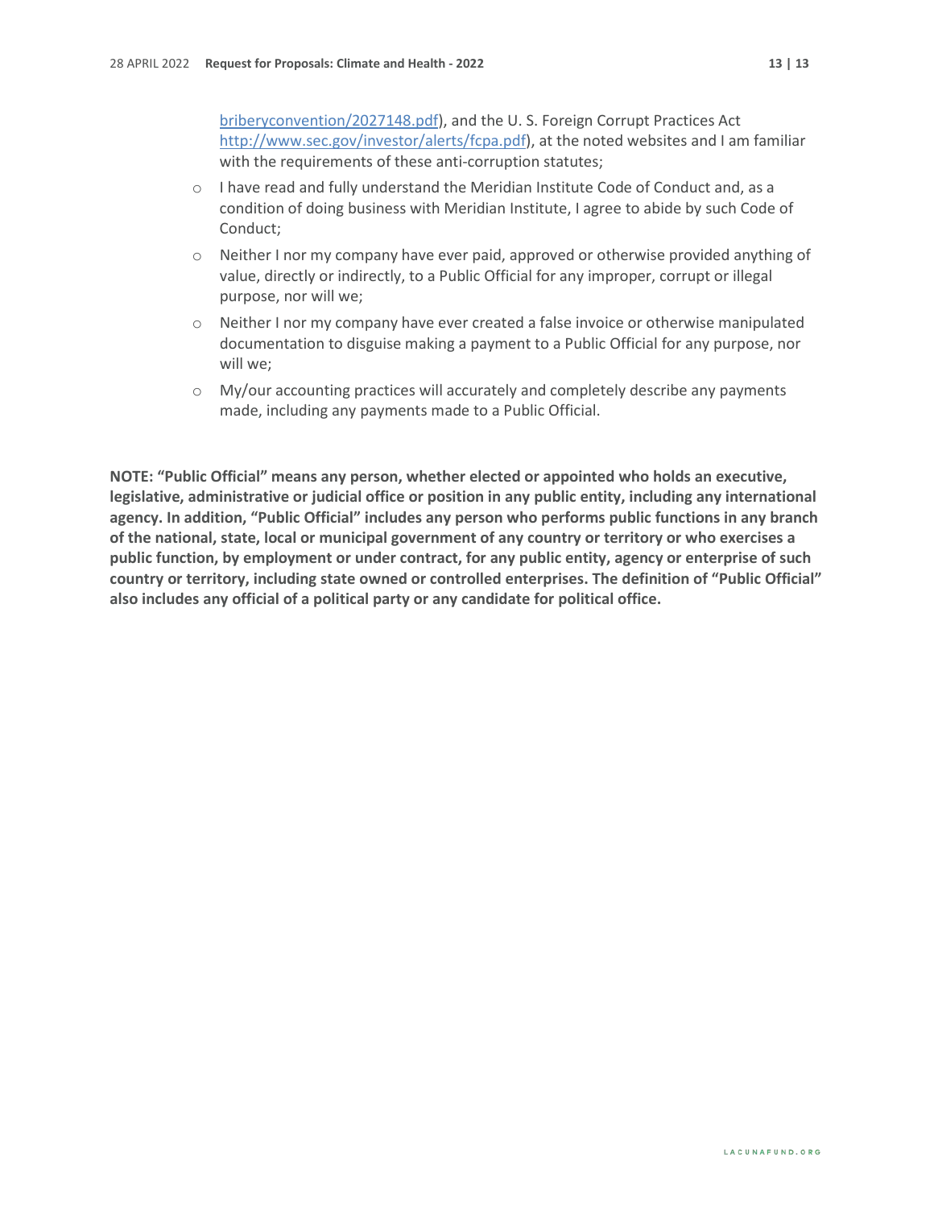briberyconvention/2027148.pdf), and the U. S. Foreign Corrupt Practices Act http://www.sec.gov/investor/alerts/fcpa.pdf), at the noted websites and I am familiar with the requirements of these anti-corruption statutes;

- I have read and fully understand the Meridian Institute Code of Conduct and, as a condition of doing business with Meridian Institute, I agree to abide by such Code of Conduct;
- Neither I nor my company have ever paid, approved or otherwise provided anything of value, directly or indirectly, to a Public Official for any improper, corrupt or illegal purpose, nor will we;
- Neither I nor my company have ever created a false invoice or otherwise manipulated documentation to disguise making a payment to a Public Official for any purpose, nor will we;
- My/our accounting practices will accurately and completely describe any payments made, including any payments made to a Public Official.

**NOTE: "Public Official" means any person, whether elected or appointed who holds an executive, legislative, administrative or judicial office or position in any public entity, including any international agency. In addition, "Public Official" includes any person who performs public functions in any branch of the national, state, local or municipal government of any country or territory or who exercises a public function, by employment or under contract, for any public entity, agency or enterprise of such country or territory, including state owned or controlled enterprises. The definition of "Public Official" also includes any official of a political party or any candidate for political office.**